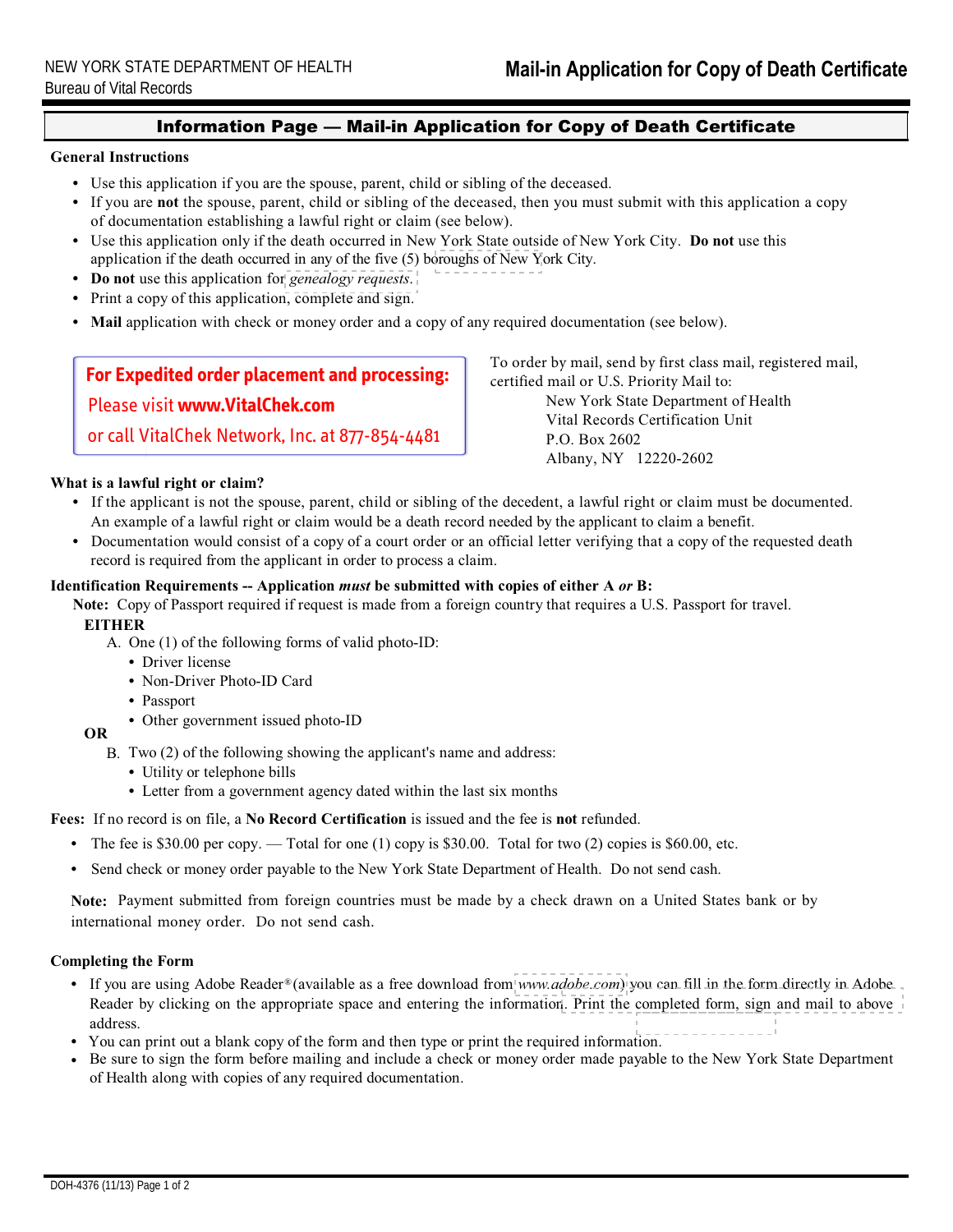NEW YORK STATE DEPARTMENT OF HEALTH
Bureau of Vital Records

# Mail-in Application for Copy of Death Certificate

## Information Page — Mail-in Application for Copy of Death Certificate

### General Instructions

- Use this application if you are the spouse, parent, child or sibling of the deceased.
- If you are **not** the spouse, parent, child or sibling of the deceased, then you must submit with this application a copy of documentation establishing a lawful right or claim (see below).
- Use this application only if the death occurred in New York State outside of New York City. **Do not** use this application if the death occurred in any of the five (5) boroughs of New York City.
- **Do not** use this application for *genealogy requests*.
- Print a copy of this application, complete and sign.
- **Mail** application with check or money order and a copy of any required documentation (see below).

**For Expedited order placement and processing:**
Please visit **www.VitalChek.com**
or call VitalChek Network, Inc. at 877-854-4481

To order by mail, send by first class mail, registered mail, certified mail or U.S. Priority Mail to:

New York State Department of Health
Vital Records Certification Unit
P.O. Box 2602
Albany, NY 12220-2602

### What is a lawful right or claim?

- If the applicant is not the spouse, parent, child or sibling of the decedent, a lawful right or claim must be documented. An example of a lawful right or claim would be a death record needed by the applicant to claim a benefit.
- Documentation would consist of a copy of a court order or an official letter verifying that a copy of the requested death record is required from the applicant in order to process a claim.

### Identification Requirements -- Application *must* be submitted with copies of either A *or* B:

**Note:** Copy of Passport required if request is made from a foreign country that requires a U.S. Passport for travel.

**EITHER**

A. One (1) of the following forms of valid photo-ID:
- Driver license
- Non-Driver Photo-ID Card
- Passport
- Other government issued photo-ID

**OR**

B. Two (2) of the following showing the applicant's name and address:
- Utility or telephone bills
- Letter from a government agency dated within the last six months

**Fees:** If no record is on file, a **No Record Certification** is issued and the fee is **not** refunded.

- The fee is $30.00 per copy. — Total for one (1) copy is $30.00. Total for two (2) copies is $60.00, etc.
- Send check or money order payable to the New York State Department of Health. Do not send cash.

**Note:** Payment submitted from foreign countries must be made by a check drawn on a United States bank or by international money order. Do not send cash.

### Completing the Form

- If you are using Adobe Reader® (available as a free download from *www.adobe.com*) you can fill in the form directly in Adobe Reader by clicking on the appropriate space and entering the information. Print the completed form, sign and mail to above address.
- You can print out a blank copy of the form and then type or print the required information.
- Be sure to sign the form before mailing and include a check or money order made payable to the New York State Department of Health along with copies of any required documentation.

DOH-4376 (11/13)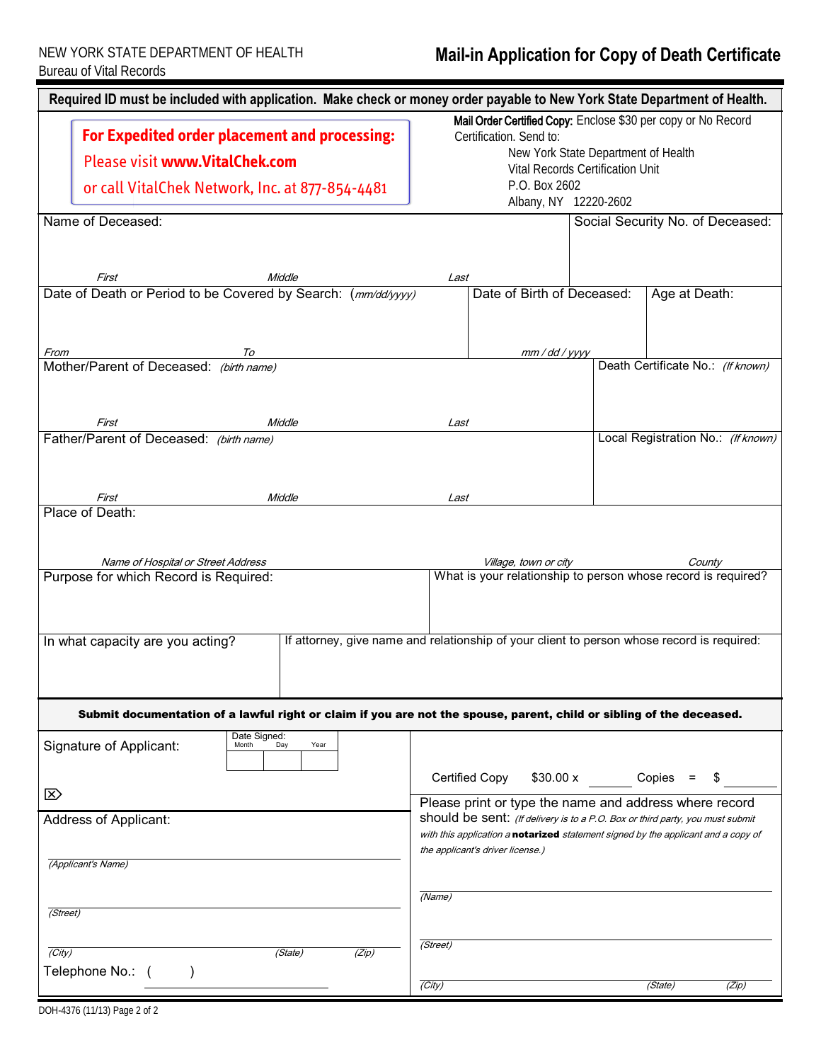NEW YORK STATE DEPARTMENT OF HEALTH
Bureau of Vital Records

# Mail-in Application for Copy of Death Certificate

**Required ID must be included with application. Make check or money order payable to New York State Department of Health.**

**For Expedited order placement and processing:**
Please visit **www.VitalChek.com**
or call VitalChek Network, Inc. at 877-854-4481

**Mail Order Certified Copy:** Enclose $30 per copy or No Record Certification. Send to:

New York State Department of Health
Vital Records Certification Unit
P.O. Box 2602
Albany, NY 12220-2602

| | | | |
|---|---|---|---|
| Name of Deceased: *First* / *Middle* / *Last* | | | Social Security No. of Deceased: |
| Date of Death or Period to be Covered by Search: (*mm/dd/yyyy*) *From* / *To* | | Date of Birth of Deceased: *mm / dd / yyyy* | Age at Death: |
| Mother/Parent of Deceased: (*birth name*) *First* / *Middle* / *Last* | | | Death Certificate No.: (*If known*) |
| Father/Parent of Deceased: (*birth name*) *First* / *Middle* / *Last* | | | Local Registration No.: (*If known*) |
| Place of Death: *Name of Hospital or Street Address* / *Village, town or city* / *County* | | | |
| Purpose for which Record is Required: | | What is your relationship to person whose record is required? | |
| In what capacity are you acting? | If attorney, give name and relationship of your client to person whose record is required: | | |

**Submit documentation of a lawful right or claim if you are not the spouse, parent, child or sibling of the deceased.**

Signature of Applicant: ☒

Date Signed: Month / Day / Year

Certified Copy $30.00 x ______ Copies = $ ______

Address of Applicant:

(*Applicant's Name*)

(*Street*)

(*City*) (*State*) (*Zip*)

Telephone No.: ( )

Please print or type the name and address where record should be sent: (*If delivery is to a P.O. Box or third party, you must submit with this application a* **notarized** *statement signed by the applicant and a copy of the applicant's driver license.*)

(*Name*)

(*Street*)

(*City*) (*State*) (*Zip*)

DOH-4376 (11/13)